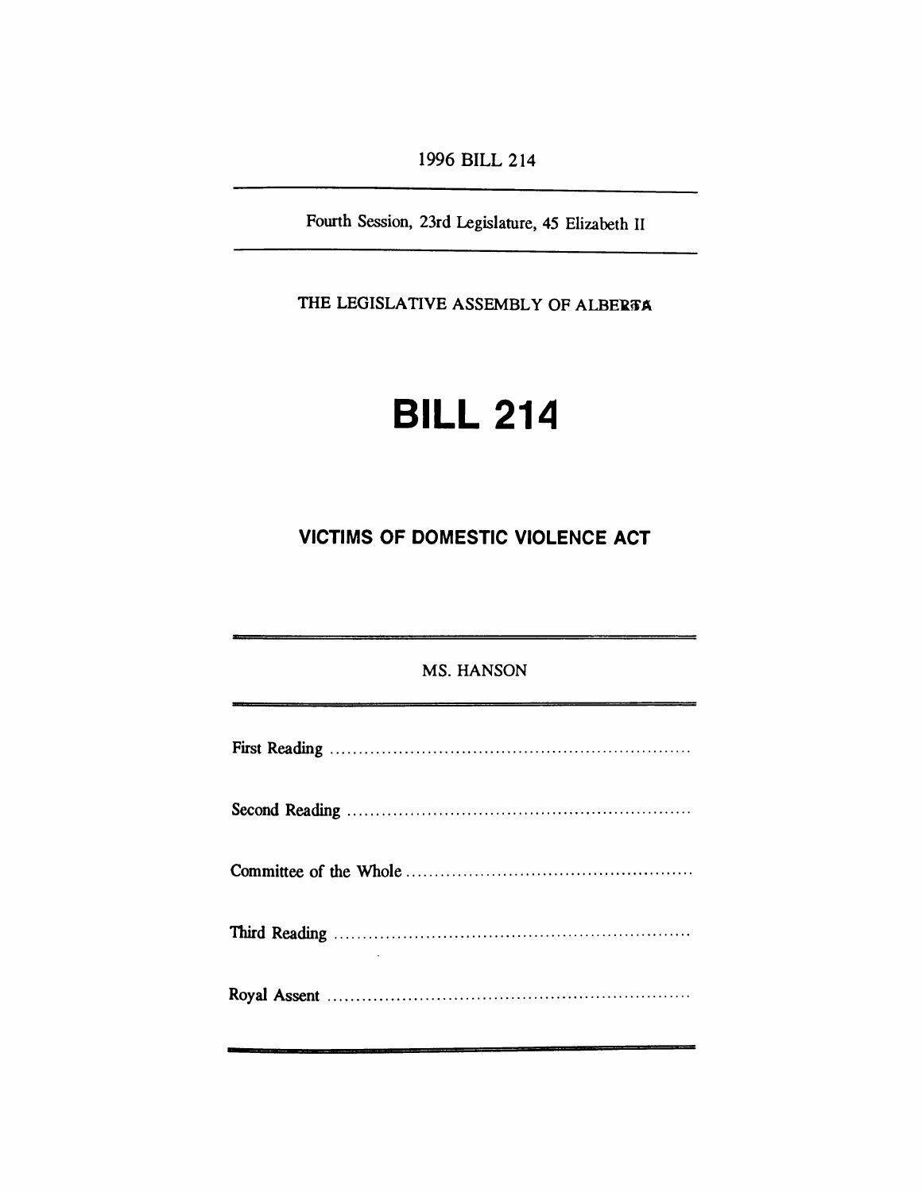1996 BILL 214

Fourth Session, 23rd Legislature, 45 Elizabeth II

THE LEGISLATIVE ASSEMBLY OF ALBERTA

# BILL 214

## VICTIMS OF DOMESTIC VIOLENCE ACT

MS. HANSON

First Reading ..............................................................

Second Reading ..............................................................

Committee of the Whole ..............................................................

Third Reading ..............................................................

Royal Assent ..............................................................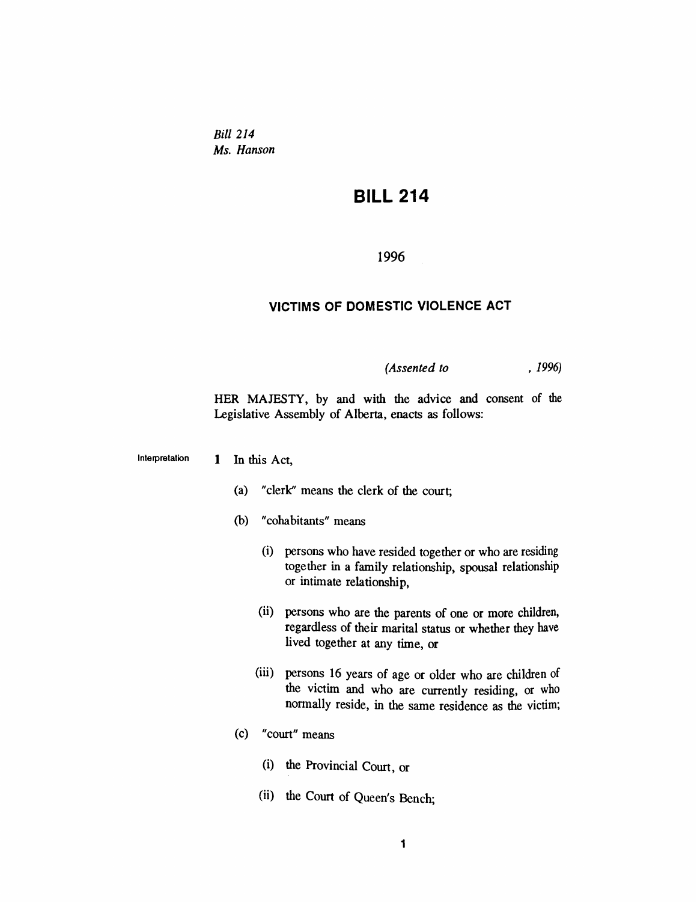*Bill 214*
*Ms. Hanson*

# BILL 214

1996

## VICTIMS OF DOMESTIC VIOLENCE ACT

*(Assented to , 1996)*

HER MAJESTY, by and with the advice and consent of the Legislative Assembly of Alberta, enacts as follows:

Interpretation

**1** In this Act,

(a) "clerk" means the clerk of the court;

(b) "cohabitants" means

(i) persons who have resided together or who are residing together in a family relationship, spousal relationship or intimate relationship,

(ii) persons who are the parents of one or more children, regardless of their marital status or whether they have lived together at any time, or

(iii) persons 16 years of age or older who are children of the victim and who are currently residing, or who normally reside, in the same residence as the victim;

(c) "court" means

(i) the Provincial Court, or

(ii) the Court of Queen's Bench;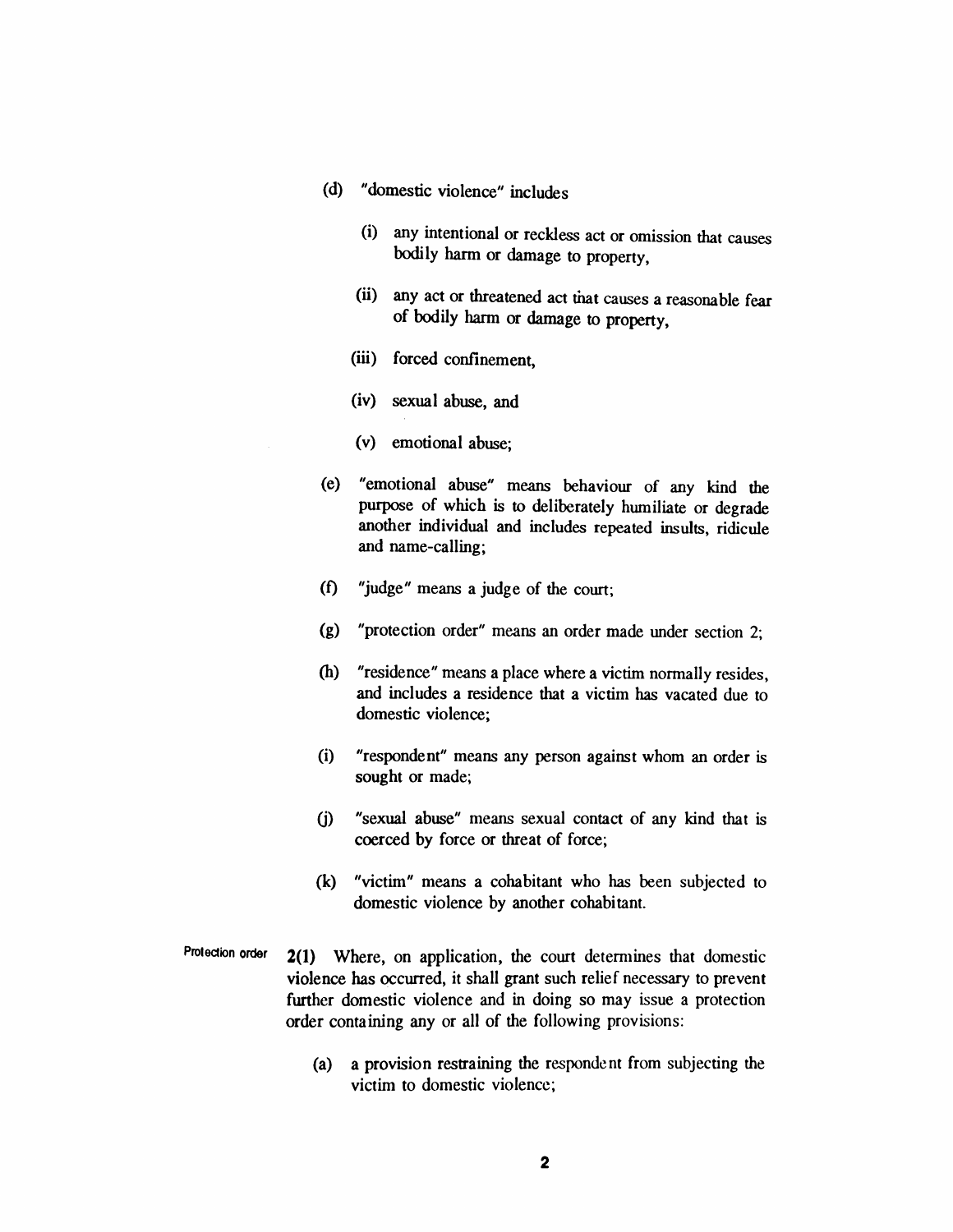(d) "domestic violence" includes

  (i) any intentional or reckless act or omission that causes bodily harm or damage to property,

  (ii) any act or threatened act that causes a reasonable fear of bodily harm or damage to property,

  (iii) forced confinement,

  (iv) sexual abuse, and

  (v) emotional abuse;

(e) "emotional abuse" means behaviour of any kind the purpose of which is to deliberately humiliate or degrade another individual and includes repeated insults, ridicule and name-calling;

(f) "judge" means a judge of the court;

(g) "protection order" means an order made under section 2;

(h) "residence" means a place where a victim normally resides, and includes a residence that a victim has vacated due to domestic violence;

(i) "respondent" means any person against whom an order is sought or made;

(j) "sexual abuse" means sexual contact of any kind that is coerced by force or threat of force;

(k) "victim" means a cohabitant who has been subjected to domestic violence by another cohabitant.

Protection order

**2(1)** Where, on application, the court determines that domestic violence has occurred, it shall grant such relief necessary to prevent further domestic violence and in doing so may issue a protection order containing any or all of the following provisions:

(a) a provision restraining the respondent from subjecting the victim to domestic violence;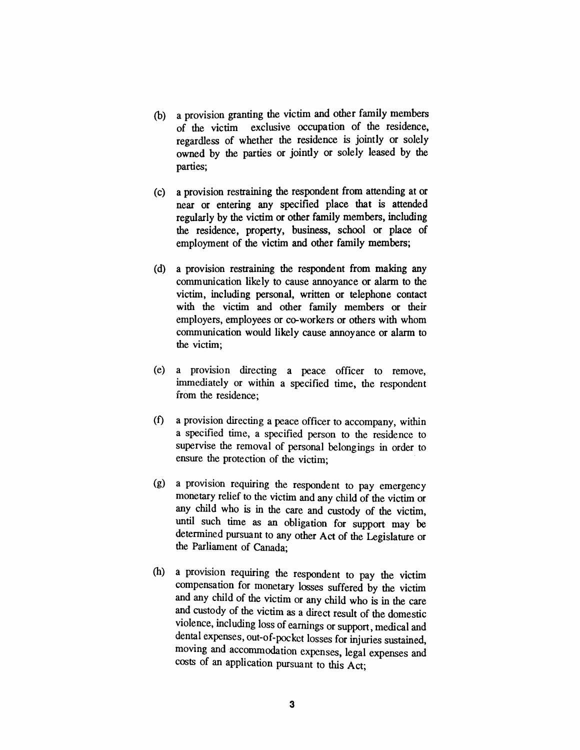(b) a provision granting the victim and other family members of the victim exclusive occupation of the residence, regardless of whether the residence is jointly or solely owned by the parties or jointly or solely leased by the parties;

(c) a provision restraining the respondent from attending at or near or entering any specified place that is attended regularly by the victim or other family members, including the residence, property, business, school or place of employment of the victim and other family members;

(d) a provision restraining the respondent from making any communication likely to cause annoyance or alarm to the victim, including personal, written or telephone contact with the victim and other family members or their employers, employees or co-workers or others with whom communication would likely cause annoyance or alarm to the victim;

(e) a provision directing a peace officer to remove, immediately or within a specified time, the respondent from the residence;

(f) a provision directing a peace officer to accompany, within a specified time, a specified person to the residence to supervise the removal of personal belongings in order to ensure the protection of the victim;

(g) a provision requiring the respondent to pay emergency monetary relief to the victim and any child of the victim or any child who is in the care and custody of the victim, until such time as an obligation for support may be determined pursuant to any other Act of the Legislature or the Parliament of Canada;

(h) a provision requiring the respondent to pay the victim compensation for monetary losses suffered by the victim and any child of the victim or any child who is in the care and custody of the victim as a direct result of the domestic violence, including loss of earnings or support, medical and dental expenses, out-of-pocket losses for injuries sustained, moving and accommodation expenses, legal expenses and costs of an application pursuant to this Act;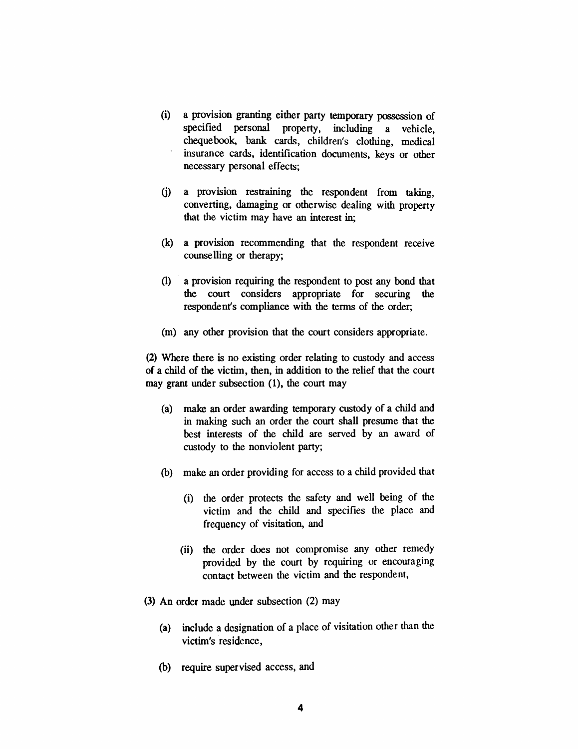(i) a provision granting either party temporary possession of specified personal property, including a vehicle, chequebook, bank cards, children's clothing, medical insurance cards, identification documents, keys or other necessary personal effects;

(j) a provision restraining the respondent from taking, converting, damaging or otherwise dealing with property that the victim may have an interest in;

(k) a provision recommending that the respondent receive counselling or therapy;

(l) a provision requiring the respondent to post any bond that the court considers appropriate for securing the respondent's compliance with the terms of the order;

(m) any other provision that the court considers appropriate.

(2) Where there is no existing order relating to custody and access of a child of the victim, then, in addition to the relief that the court may grant under subsection (1), the court may

(a) make an order awarding temporary custody of a child and in making such an order the court shall presume that the best interests of the child are served by an award of custody to the nonviolent party;

(b) make an order providing for access to a child provided that

(i) the order protects the safety and well being of the victim and the child and specifies the place and frequency of visitation, and

(ii) the order does not compromise any other remedy provided by the court by requiring or encouraging contact between the victim and the respondent,

(3) An order made under subsection (2) may

(a) include a designation of a place of visitation other than the victim's residence,

(b) require supervised access, and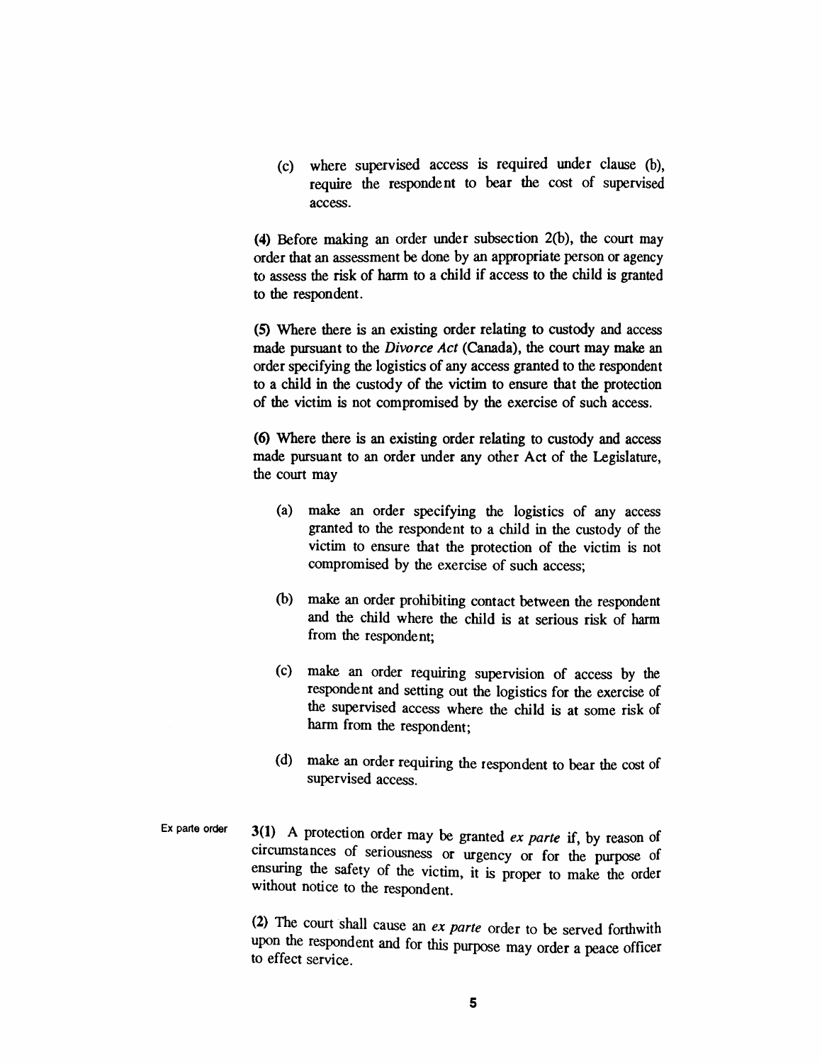(c) where supervised access is required under clause (b), require the respondent to bear the cost of supervised access.

**(4)** Before making an order under subsection 2(b), the court may order that an assessment be done by an appropriate person or agency to assess the risk of harm to a child if access to the child is granted to the respondent.

**(5)** Where there is an existing order relating to custody and access made pursuant to the *Divorce Act* (Canada), the court may make an order specifying the logistics of any access granted to the respondent to a child in the custody of the victim to ensure that the protection of the victim is not compromised by the exercise of such access.

**(6)** Where there is an existing order relating to custody and access made pursuant to an order under any other Act of the Legislature, the court may

(a) make an order specifying the logistics of any access granted to the respondent to a child in the custody of the victim to ensure that the protection of the victim is not compromised by the exercise of such access;

(b) make an order prohibiting contact between the respondent and the child where the child is at serious risk of harm from the respondent;

(c) make an order requiring supervision of access by the respondent and setting out the logistics for the exercise of the supervised access where the child is at some risk of harm from the respondent;

(d) make an order requiring the respondent to bear the cost of supervised access.

Ex parte order

**3(1)** A protection order may be granted *ex parte* if, by reason of circumstances of seriousness or urgency or for the purpose of ensuring the safety of the victim, it is proper to make the order without notice to the respondent.

**(2)** The court shall cause an *ex parte* order to be served forthwith upon the respondent and for this purpose may order a peace officer to effect service.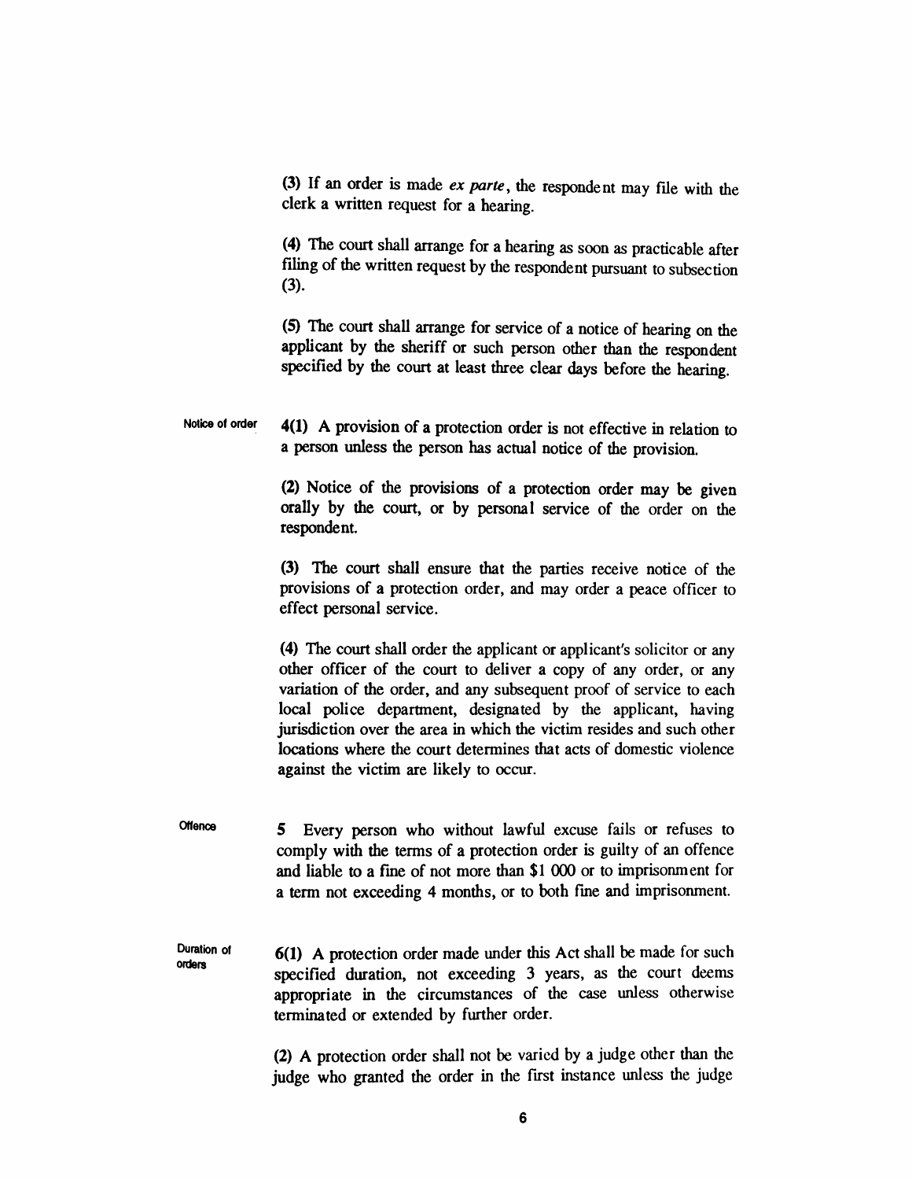(3) If an order is made *ex parte*, the respondent may file with the clerk a written request for a hearing.

(4) The court shall arrange for a hearing as soon as practicable after filing of the written request by the respondent pursuant to subsection (3).

(5) The court shall arrange for service of a notice of hearing on the applicant by the sheriff or such person other than the respondent specified by the court at least three clear days before the hearing.

**Notice of order**

**4(1)** A provision of a protection order is not effective in relation to a person unless the person has actual notice of the provision.

(2) Notice of the provisions of a protection order may be given orally by the court, or by personal service of the order on the respondent.

(3) The court shall ensure that the parties receive notice of the provisions of a protection order, and may order a peace officer to effect personal service.

(4) The court shall order the applicant or applicant's solicitor or any other officer of the court to deliver a copy of any order, or any variation of the order, and any subsequent proof of service to each local police department, designated by the applicant, having jurisdiction over the area in which the victim resides and such other locations where the court determines that acts of domestic violence against the victim are likely to occur.

**Offence**

**5** Every person who without lawful excuse fails or refuses to comply with the terms of a protection order is guilty of an offence and liable to a fine of not more than $1 000 or to imprisonment for a term not exceeding 4 months, or to both fine and imprisonment.

**Duration of orders**

**6(1)** A protection order made under this Act shall be made for such specified duration, not exceeding 3 years, as the court deems appropriate in the circumstances of the case unless otherwise terminated or extended by further order.

(2) A protection order shall not be varied by a judge other than the judge who granted the order in the first instance unless the judge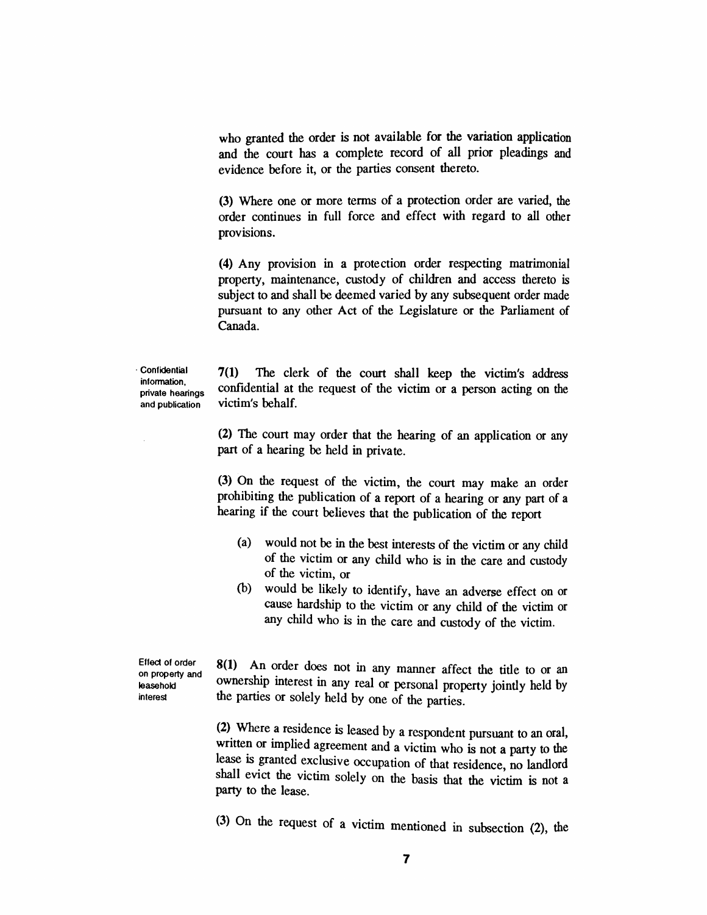who granted the order is not available for the variation application and the court has a complete record of all prior pleadings and evidence before it, or the parties consent thereto.

(3) Where one or more terms of a protection order are varied, the order continues in full force and effect with regard to all other provisions.

(4) Any provision in a protection order respecting matrimonial property, maintenance, custody of children and access thereto is subject to and shall be deemed varied by any subsequent order made pursuant to any other Act of the Legislature or the Parliament of Canada.

**Confidential information, private hearings and publication**

7(1) The clerk of the court shall keep the victim's address confidential at the request of the victim or a person acting on the victim's behalf.

(2) The court may order that the hearing of an application or any part of a hearing be held in private.

(3) On the request of the victim, the court may make an order prohibiting the publication of a report of a hearing or any part of a hearing if the court believes that the publication of the report

- (a) would not be in the best interests of the victim or any child of the victim or any child who is in the care and custody of the victim, or
- (b) would be likely to identify, have an adverse effect on or cause hardship to the victim or any child of the victim or any child who is in the care and custody of the victim.

**Effect of order on property and leasehold interest**

8(1) An order does not in any manner affect the title to or an ownership interest in any real or personal property jointly held by the parties or solely held by one of the parties.

(2) Where a residence is leased by a respondent pursuant to an oral, written or implied agreement and a victim who is not a party to the lease is granted exclusive occupation of that residence, no landlord shall evict the victim solely on the basis that the victim is not a party to the lease.

(3) On the request of a victim mentioned in subsection (2), the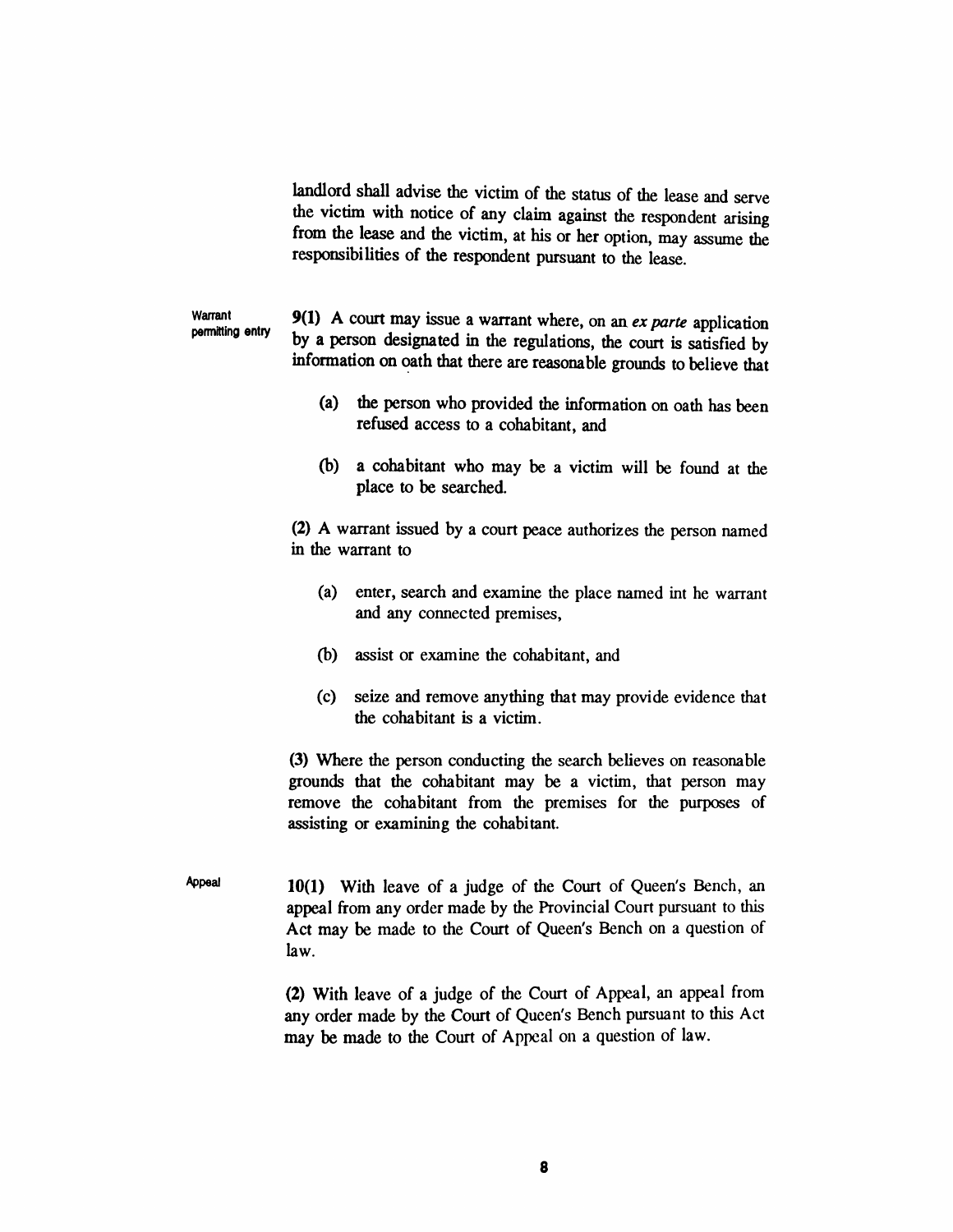landlord shall advise the victim of the status of the lease and serve the victim with notice of any claim against the respondent arising from the lease and the victim, at his or her option, may assume the responsibilities of the respondent pursuant to the lease.

**Warrant permitting entry**

**9(1)** A court may issue a warrant where, on an *ex parte* application by a person designated in the regulations, the court is satisfied by information on oath that there are reasonable grounds to believe that

- (a) the person who provided the information on oath has been refused access to a cohabitant, and
- (b) a cohabitant who may be a victim will be found at the place to be searched.

**(2)** A warrant issued by a court peace authorizes the person named in the warrant to

- (a) enter, search and examine the place named int he warrant and any connected premises,
- (b) assist or examine the cohabitant, and
- (c) seize and remove anything that may provide evidence that the cohabitant is a victim.

**(3)** Where the person conducting the search believes on reasonable grounds that the cohabitant may be a victim, that person may remove the cohabitant from the premises for the purposes of assisting or examining the cohabitant.

**Appeal**

**10(1)** With leave of a judge of the Court of Queen's Bench, an appeal from any order made by the Provincial Court pursuant to this Act may be made to the Court of Queen's Bench on a question of law.

**(2)** With leave of a judge of the Court of Appeal, an appeal from any order made by the Court of Queen's Bench pursuant to this Act may be made to the Court of Appeal on a question of law.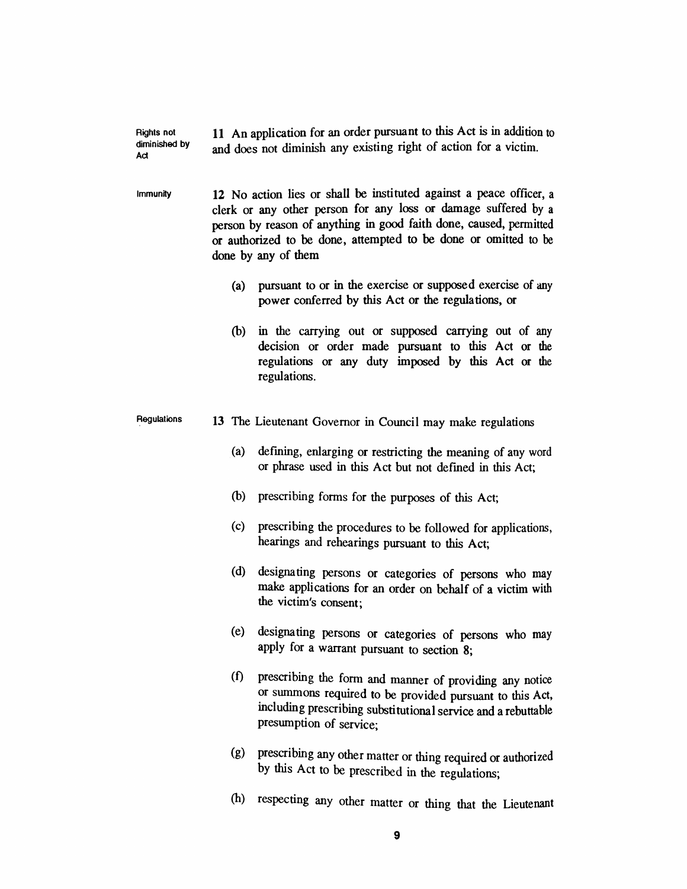**Rights not diminished by Act**

**11** An application for an order pursuant to this Act is in addition to and does not diminish any existing right of action for a victim.

**Immunity**

**12** No action lies or shall be instituted against a peace officer, a clerk or any other person for any loss or damage suffered by a person by reason of anything in good faith done, caused, permitted or authorized to be done, attempted to be done or omitted to be done by any of them

- (a) pursuant to or in the exercise or supposed exercise of any power conferred by this Act or the regulations, or
- (b) in the carrying out or supposed carrying out of any decision or order made pursuant to this Act or the regulations or any duty imposed by this Act or the regulations.

**Regulations**

**13** The Lieutenant Governor in Council may make regulations

- (a) defining, enlarging or restricting the meaning of any word or phrase used in this Act but not defined in this Act;
- (b) prescribing forms for the purposes of this Act;
- (c) prescribing the procedures to be followed for applications, hearings and rehearings pursuant to this Act;
- (d) designating persons or categories of persons who may make applications for an order on behalf of a victim with the victim's consent;
- (e) designating persons or categories of persons who may apply for a warrant pursuant to section 8;
- (f) prescribing the form and manner of providing any notice or summons required to be provided pursuant to this Act, including prescribing substitutional service and a rebuttable presumption of service;
- (g) prescribing any other matter or thing required or authorized by this Act to be prescribed in the regulations;
- (h) respecting any other matter or thing that the Lieutenant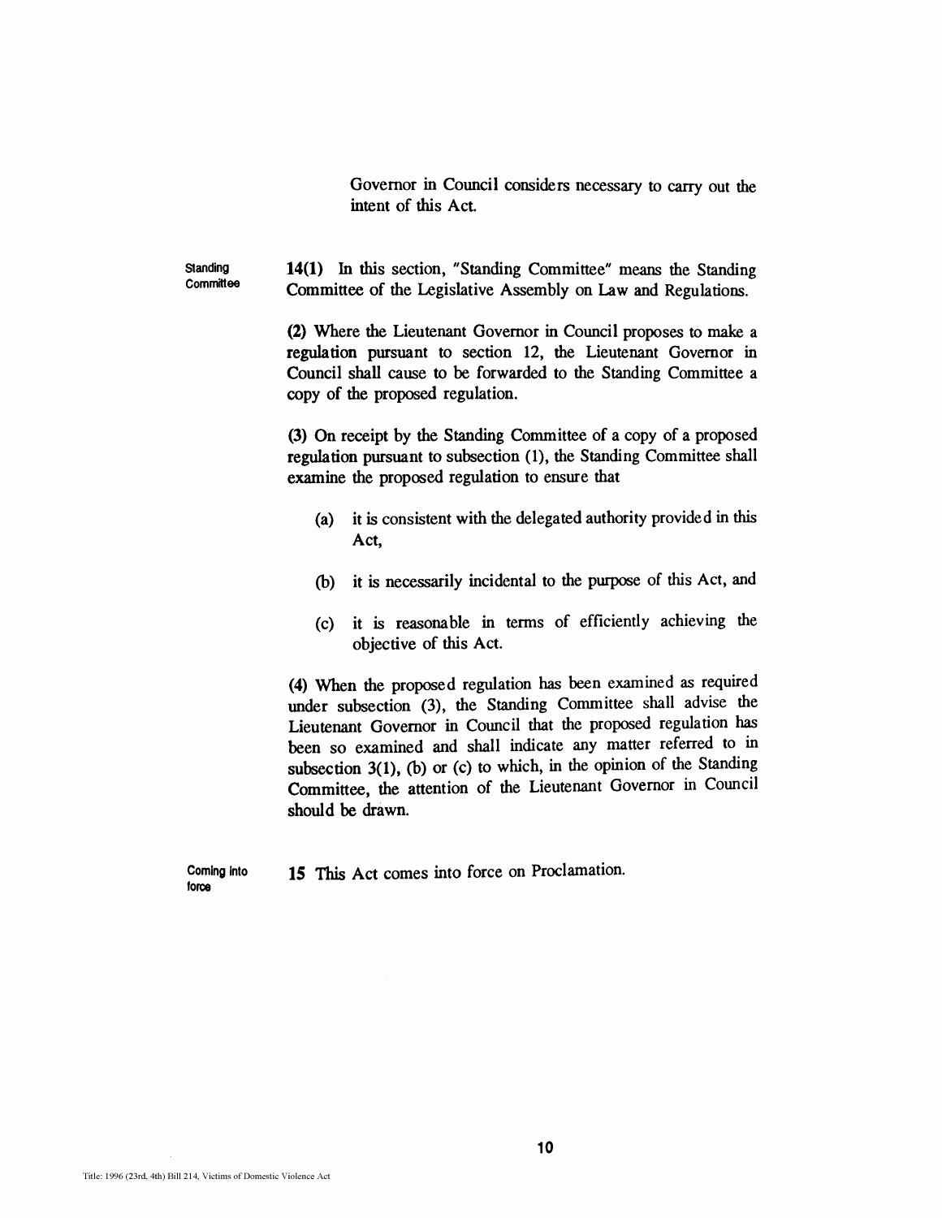Governor in Council considers necessary to carry out the intent of this Act.

**Standing Committee**

**14(1)** In this section, "Standing Committee" means the Standing Committee of the Legislative Assembly on Law and Regulations.

**(2)** Where the Lieutenant Governor in Council proposes to make a regulation pursuant to section 12, the Lieutenant Governor in Council shall cause to be forwarded to the Standing Committee a copy of the proposed regulation.

**(3)** On receipt by the Standing Committee of a copy of a proposed regulation pursuant to subsection (1), the Standing Committee shall examine the proposed regulation to ensure that

- (a) it is consistent with the delegated authority provided in this Act,
- (b) it is necessarily incidental to the purpose of this Act, and
- (c) it is reasonable in terms of efficiently achieving the objective of this Act.

**(4)** When the proposed regulation has been examined as required under subsection (3), the Standing Committee shall advise the Lieutenant Governor in Council that the proposed regulation has been so examined and shall indicate any matter referred to in subsection 3(1), (b) or (c) to which, in the opinion of the Standing Committee, the attention of the Lieutenant Governor in Council should be drawn.

**Coming into force**

**15** This Act comes into force on Proclamation.